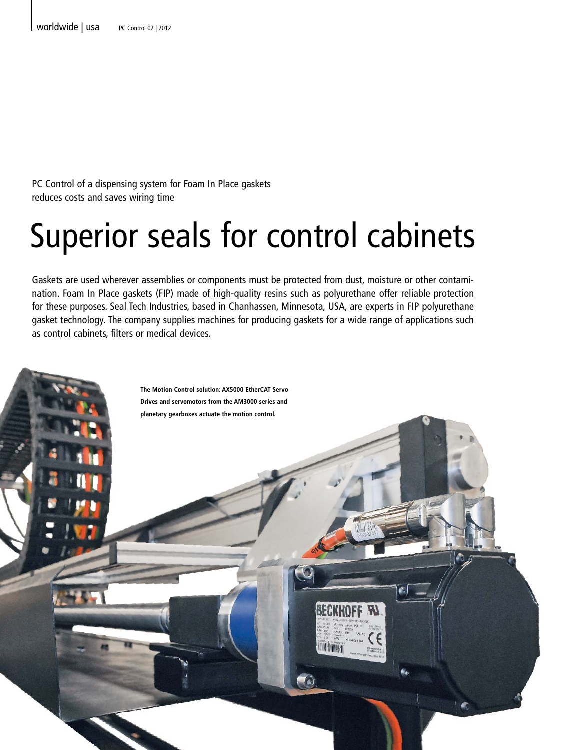PC Control of a dispensing system for Foam In Place gaskets reduces costs and saves wiring time

# Superior seals for control cabinets

Gaskets are used wherever assemblies or components must be protected from dust, moisture or other contamination. Foam In Place gaskets (FIP) made of high-quality resins such as polyurethane offer reliable protection for these purposes. Seal Tech Industries, based in Chanhassen, Minnesota, USA, are experts in FIP polyurethane gasket technology. The company supplies machines for producing gaskets for a wide range of applications such as control cabinets, filters or medical devices.

**The Motion Control solution: AX5000 EtherCAT Servo Drives and servomotors from the AM3000 series and planetary gearboxes actuate the motion control.**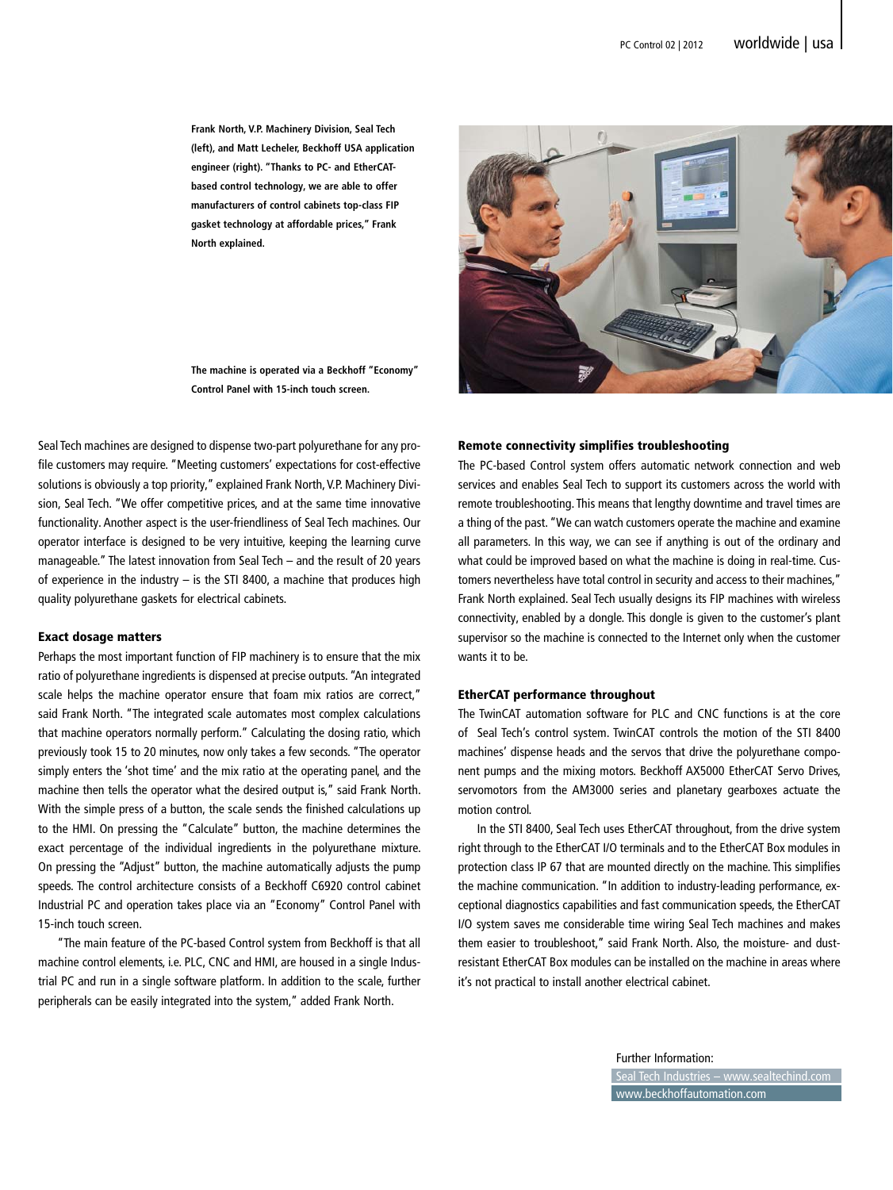Frank North, V.P. Machinery Division, Seal Tech (left), and Matt Lecheler, Beckhoff USA application engineer (right). "Thanks to PC- and EtherCAT-based control technology, we are able to offer manufacturers of control cabinets top-class FIP gasket technology at affordable prices," Frank North explained.

The machine is operated via a Beckhoff "Economy" Control Panel with 15-inch touch screen.

Seal Tech machines are designed to dispense two-part polyurethane for any profile customers may require. "Meeting customers' expectations for cost-effective solutions is obviously a top priority," explained Frank North, V.P. Machinery Division, Seal Tech. "We offer competitive prices, and at the same time innovative functionality. Another aspect is the user-friendliness of Seal Tech machines. Our operator interface is designed to be very intuitive, keeping the learning curve manageable." The latest innovation from Seal Tech – and the result of 20 years of experience in the industry – is the STI 8400, a machine that produces high quality polyurethane gaskets for electrical cabinets.

**Exact dosage matters**

Perhaps the most important function of FIP machinery is to ensure that the mix ratio of polyurethane ingredients is dispensed at precise outputs. "An integrated scale helps the machine operator ensure that foam mix ratios are correct," said Frank North. "The integrated scale automates most complex calculations that machine operators normally perform." Calculating the dosing ratio, which previously took 15 to 20 minutes, now only takes a few seconds. "The operator simply enters the 'shot time' and the mix ratio at the operating panel, and the machine then tells the operator what the desired output is," said Frank North. With the simple press of a button, the scale sends the finished calculations up to the HMI. On pressing the "Calculate" button, the machine determines the exact percentage of the individual ingredients in the polyurethane mixture. On pressing the "Adjust" button, the machine automatically adjusts the pump speeds. The control architecture consists of a Beckhoff C6920 control cabinet Industrial PC and operation takes place via an "Economy" Control Panel with 15-inch touch screen.

"The main feature of the PC-based Control system from Beckhoff is that all machine control elements, i.e. PLC, CNC and HMI, are housed in a single Industrial PC and run in a single software platform. In addition to the scale, further peripherals can be easily integrated into the system," added Frank North.

**Remote connectivity simplifies troubleshooting**

The PC-based Control system offers automatic network connection and web services and enables Seal Tech to support its customers across the world with remote troubleshooting. This means that lengthy downtime and travel times are a thing of the past. "We can watch customers operate the machine and examine all parameters. In this way, we can see if anything is out of the ordinary and what could be improved based on what the machine is doing in real-time. Customers nevertheless have total control in security and access to their machines," Frank North explained. Seal Tech usually designs its FIP machines with wireless connectivity, enabled by a dongle. This dongle is given to the customer's plant supervisor so the machine is connected to the Internet only when the customer wants it to be.

**EtherCAT performance throughout**

The TwinCAT automation software for PLC and CNC functions is at the core of Seal Tech's control system. TwinCAT controls the motion of the STI 8400 machines' dispense heads and the servos that drive the polyurethane component pumps and the mixing motors. Beckhoff AX5000 EtherCAT Servo Drives, servomotors from the AM3000 series and planetary gearboxes actuate the motion control.

In the STI 8400, Seal Tech uses EtherCAT throughout, from the drive system right through to the EtherCAT I/O terminals and to the EtherCAT Box modules in protection class IP 67 that are mounted directly on the machine. This simplifies the machine communication. "In addition to industry-leading performance, exceptional diagnostics capabilities and fast communication speeds, the EtherCAT I/O system saves me considerable time wiring Seal Tech machines and makes them easier to troubleshoot," said Frank North. Also, the moisture- and dust-resistant EtherCAT Box modules can be installed on the machine in areas where it's not practical to install another electrical cabinet.

Further Information:
Seal Tech Industries – www.sealtechind.com
www.beckhoffautomation.com